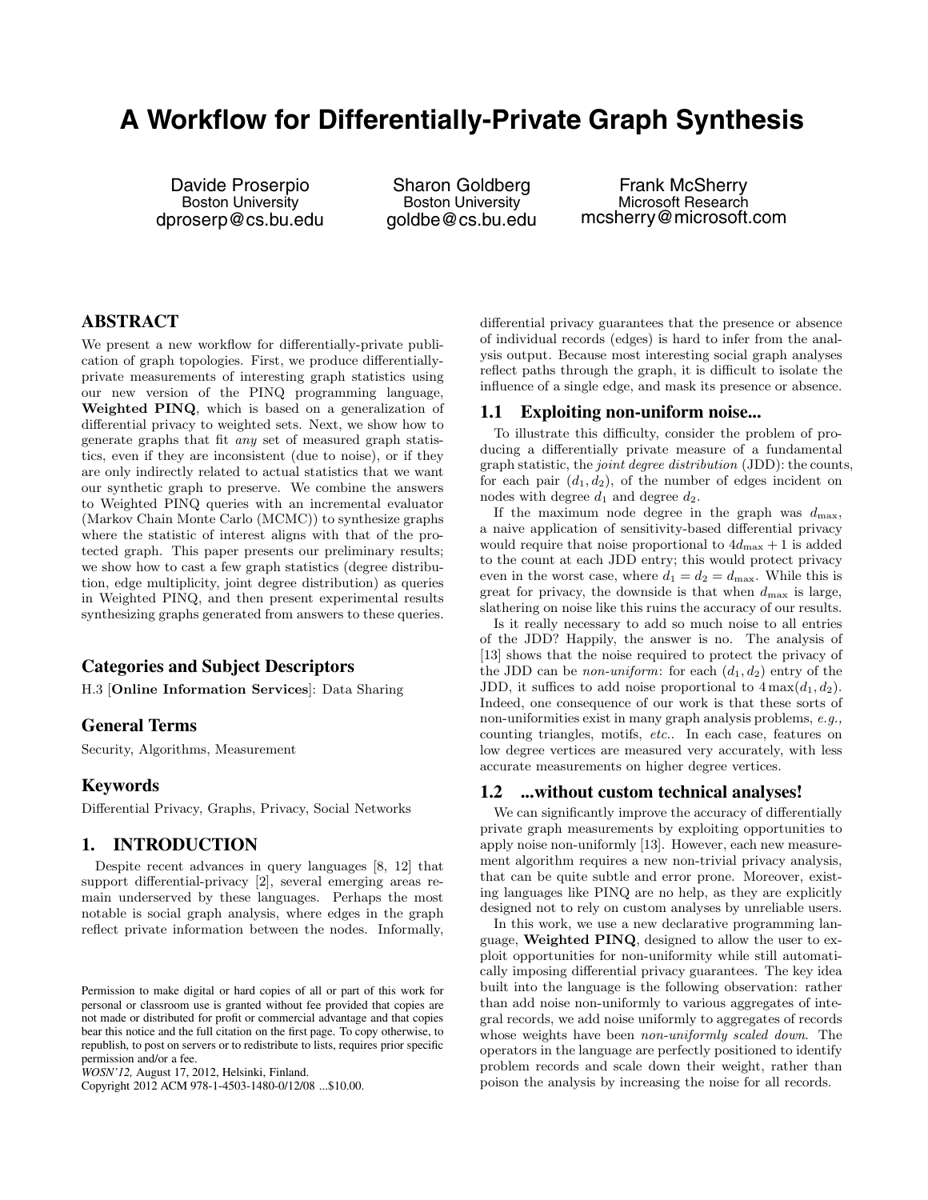# A Workflow for Differentially-Private Graph Synthesis

Davide Proserpio
Boston University
dproserp@cs.bu.edu

Sharon Goldberg
Boston University
goldbe@cs.bu.edu

Frank McSherry
Microsoft Research
mcsherry@microsoft.com

## ABSTRACT

We present a new workflow for differentially-private publication of graph topologies. First, we produce differentially-private measurements of interesting graph statistics using our new version of the PINQ programming language, **Weighted PINQ**, which is based on a generalization of differential privacy to weighted sets. Next, we show how to generate graphs that fit *any* set of measured graph statistics, even if they are inconsistent (due to noise), or if they are only indirectly related to actual statistics that we want our synthetic graph to preserve. We combine the answers to Weighted PINQ queries with an incremental evaluator (Markov Chain Monte Carlo (MCMC)) to synthesize graphs where the statistic of interest aligns with that of the protected graph. This paper presents our preliminary results; we show how to cast a few graph statistics (degree distribution, edge multiplicity, joint degree distribution) as queries in Weighted PINQ, and then present experimental results synthesizing graphs generated from answers to these queries.

### Categories and Subject Descriptors

H.3 [**Online Information Services**]: Data Sharing

### General Terms

Security, Algorithms, Measurement

### Keywords

Differential Privacy, Graphs, Privacy, Social Networks

## 1. INTRODUCTION

Despite recent advances in query languages [8, 12] that support differential-privacy [2], several emerging areas remain underserved by these languages. Perhaps the most notable is social graph analysis, where edges in the graph reflect private information between the nodes. Informally, differential privacy guarantees that the presence or absence of individual records (edges) is hard to infer from the analysis output. Because most interesting social graph analyses reflect paths through the graph, it is difficult to isolate the influence of a single edge, and mask its presence or absence.

Permission to make digital or hard copies of all or part of this work for personal or classroom use is granted without fee provided that copies are not made or distributed for profit or commercial advantage and that copies bear this notice and the full citation on the first page. To copy otherwise, to republish, to post on servers or to redistribute to lists, requires prior specific permission and/or a fee.
*WOSN'12,* August 17, 2012, Helsinki, Finland.
Copyright 2012 ACM 978-1-4503-1480-0/12/08 ...$10.00.

### 1.1 Exploiting non-uniform noise...

To illustrate this difficulty, consider the problem of producing a differentially private measure of a fundamental graph statistic, the *joint degree distribution* (JDD): the counts, for each pair $(d_1, d_2)$, of the number of edges incident on nodes with degree $d_1$ and degree $d_2$.

If the maximum node degree in the graph was $d_{\max}$, a naive application of sensitivity-based differential privacy would require that noise proportional to $4d_{\max} + 1$ is added to the count at each JDD entry; this would protect privacy even in the worst case, where $d_1 = d_2 = d_{\max}$. While this is great for privacy, the downside is that when $d_{\max}$ is large, slathering on noise like this ruins the accuracy of our results.

Is it really necessary to add so much noise to all entries of the JDD? Happily, the answer is no. The analysis of [13] shows that the noise required to protect the privacy of the JDD can be *non-uniform*: for each $(d_1, d_2)$ entry of the JDD, it suffices to add noise proportional to $4\max(d_1, d_2)$. Indeed, one consequence of our work is that these sorts of non-uniformities exist in many graph analysis problems, *e.g.,* counting triangles, motifs, *etc.*. In each case, features on low degree vertices are measured very accurately, with less accurate measurements on higher degree vertices.

### 1.2 ...without custom technical analyses!

We can significantly improve the accuracy of differentially private graph measurements by exploiting opportunities to apply noise non-uniformly [13]. However, each new measurement algorithm requires a new non-trivial privacy analysis, that can be quite subtle and error prone. Moreover, existing languages like PINQ are no help, as they are explicitly designed not to rely on custom analyses by unreliable users.

In this work, we use a new declarative programming language, **Weighted PINQ**, designed to allow the user to exploit opportunities for non-uniformity while still automatically imposing differential privacy guarantees. The key idea built into the language is the following observation: rather than add noise non-uniformly to various aggregates of integral records, we add noise uniformly to aggregates of records whose weights have been *non-uniformly scaled down*. The operators in the language are perfectly positioned to identify problem records and scale down their weight, rather than poison the analysis by increasing the noise for all records.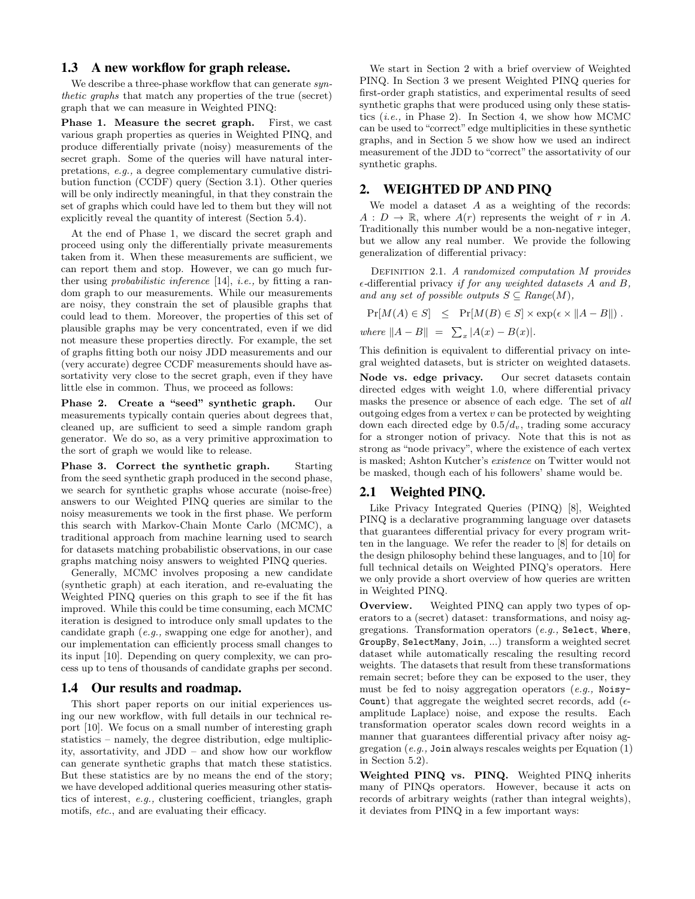## 1.3 A new workflow for graph release.

We describe a three-phase workflow that can generate *synthetic graphs* that match any properties of the true (secret) graph that we can measure in Weighted PINQ:

**Phase 1. Measure the secret graph.** First, we cast various graph properties as queries in Weighted PINQ, and produce differentially private (noisy) measurements of the secret graph. Some of the queries will have natural interpretations, *e.g.,* a degree complementary cumulative distribution function (CCDF) query (Section 3.1). Other queries will be only indirectly meaningful, in that they constrain the set of graphs which could have led to them but they will not explicitly reveal the quantity of interest (Section 5.4).

At the end of Phase 1, we discard the secret graph and proceed using only the differentially private measurements taken from it. When these measurements are sufficient, we can report them and stop. However, we can go much further using *probabilistic inference* [14], *i.e.,* by fitting a random graph to our measurements. While our measurements are noisy, they constrain the set of plausible graphs that could lead to them. Moreover, the properties of this set of plausible graphs may be very concentrated, even if we did not measure these properties directly. For example, the set of graphs fitting both our noisy JDD measurements and our (very accurate) degree CCDF measurements should have assortativity very close to the secret graph, even if they have little else in common. Thus, we proceed as follows:

**Phase 2. Create a "seed" synthetic graph.** Our measurements typically contain queries about degrees that, cleaned up, are sufficient to seed a simple random graph generator. We do so, as a very primitive approximation to the sort of graph we would like to release.

**Phase 3. Correct the synthetic graph.** Starting from the seed synthetic graph produced in the second phase, we search for synthetic graphs whose accurate (noise-free) answers to our Weighted PINQ queries are similar to the noisy measurements we took in the first phase. We perform this search with Markov-Chain Monte Carlo (MCMC), a traditional approach from machine learning used to search for datasets matching probabilistic observations, in our case graphs matching noisy answers to weighted PINQ queries.

Generally, MCMC involves proposing a new candidate (synthetic graph) at each iteration, and re-evaluating the Weighted PINQ queries on this graph to see if the fit has improved. While this could be time consuming, each MCMC iteration is designed to introduce only small updates to the candidate graph (*e.g.,* swapping one edge for another), and our implementation can efficiently process small changes to its input [10]. Depending on query complexity, we can process up to tens of thousands of candidate graphs per second.

## 1.4 Our results and roadmap.

This short paper reports on our initial experiences using our new workflow, with full details in our technical report [10]. We focus on a small number of interesting graph statistics – namely, the degree distribution, edge multiplicity, assortativity, and JDD – and show how our workflow can generate synthetic graphs that match these statistics. But these statistics are by no means the end of the story; we have developed additional queries measuring other statistics of interest, *e.g.,* clustering coefficient, triangles, graph motifs, *etc.*, and are evaluating their efficacy.

We start in Section 2 with a brief overview of Weighted PINQ. In Section 3 we present Weighted PINQ queries for first-order graph statistics, and experimental results of seed synthetic graphs that were produced using only these statistics (*i.e.,* in Phase 2). In Section 4, we show how MCMC can be used to "correct" edge multiplicities in these synthetic graphs, and in Section 5 we show how we used an indirect measurement of the JDD to "correct" the assortativity of our synthetic graphs.

# 2. WEIGHTED DP AND PINQ

We model a dataset $A$ as a weighting of the records: $A : D \to \mathbb{R}$, where $A(r)$ represents the weight of $r$ in $A$. Traditionally this number would be a non-negative integer, but we allow any real number. We provide the following generalization of differential privacy:

Definition 2.1. *A randomized computation $M$ provides $\epsilon$-differential privacy if for any weighted datasets $A$ and $B$, and any set of possible outputs $S \subseteq Range(M)$,*

$$\Pr[M(A) \in S] \quad \leq \quad \Pr[M(B) \in S] \times \exp(\epsilon \times \|A - B\|) \ .$$

*where* $\|A - B\| \ = \ \sum_x |A(x) - B(x)|$.

This definition is equivalent to differential privacy on integral weighted datasets, but is stricter on weighted datasets.

**Node vs. edge privacy.** Our secret datasets contain directed edges with weight 1.0, where differential privacy masks the presence or absence of each edge. The set of *all* outgoing edges from a vertex $v$ can be protected by weighting down each directed edge by $0.5/d_v$, trading some accuracy for a stronger notion of privacy. Note that this is not as strong as "node privacy", where the existence of each vertex is masked; Ashton Kutcher's *existence* on Twitter would not be masked, though each of his followers' shame would be.

## 2.1 Weighted PINQ.

Like Privacy Integrated Queries (PINQ) [8], Weighted PINQ is a declarative programming language over datasets that guarantees differential privacy for every program written in the language. We refer the reader to [8] for details on the design philosophy behind these languages, and to [10] for full technical details on Weighted PINQ's operators. Here we only provide a short overview of how queries are written in Weighted PINQ.

**Overview.** Weighted PINQ can apply two types of operators to a (secret) dataset: transformations, and noisy aggregations. Transformation operators (*e.g.,* `Select`, `Where`, `GroupBy`, `SelectMany`, `Join`, ...) transform a weighted secret dataset while automatically rescaling the resulting record weights. The datasets that result from these transformations remain secret; before they can be exposed to the user, they must be fed to noisy aggregation operators (*e.g.,* `NoisyCount`) that aggregate the weighted secret records, add ($\epsilon$-amplitude Laplace) noise, and expose the results. Each transformation operator scales down record weights in a manner that guarantees differential privacy after noisy aggregation (*e.g.,* `Join` always rescales weights per Equation (1) in Section 5.2).

**Weighted PINQ vs. PINQ.** Weighted PINQ inherits many of PINQs operators. However, because it acts on records of arbitrary weights (rather than integral weights), it deviates from PINQ in a few important ways: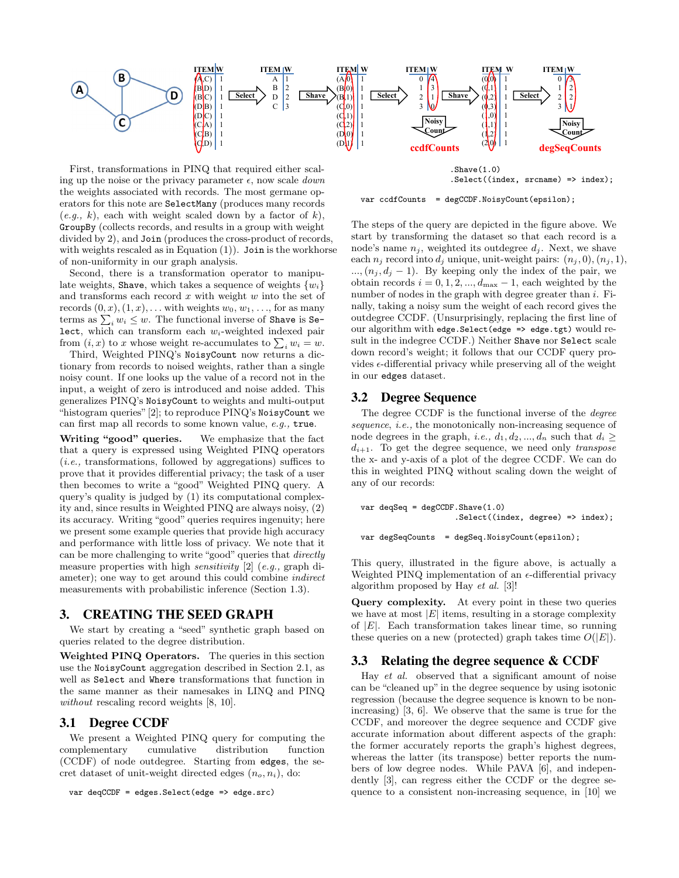First, transformations in PINQ that required either scaling up the noise or the privacy parameter $\epsilon$, now scale *down* the weights associated with records. The most germane operators for this note are `SelectMany` (produces many records (*e.g.,* $k$), each with weight scaled down by a factor of $k$), `GroupBy` (collects records, and results in a group with weight divided by 2), and `Join` (produces the cross-product of records, with weights rescaled as in Equation (1)). `Join` is the workhorse of non-uniformity in our graph analysis.

Second, there is a transformation operator to manipulate weights, `Shave`, which takes a sequence of weights $\{w_i\}$ and transforms each record $x$ with weight $w$ into the set of records $(0, x), (1, x), \ldots$ with weights $w_0, w_1, \ldots$, for as many terms as $\sum_i w_i \leq w$. The functional inverse of `Shave` is `Select`, which can transform each $w_i$-weighted indexed pair from $(i, x)$ to $x$ whose weight re-accumulates to $\sum_i w_i = w$.

Third, Weighted PINQ's `NoisyCount` now returns a dictionary from records to noised weights, rather than a single noisy count. If one looks up the value of a record not in the input, a weight of zero is introduced and noise added. This generalizes PINQ's `NoisyCount` to weights and multi-output "histogram queries" [2]; to reproduce PINQ's `NoisyCount` we can first map all records to some known value, *e.g.,* `true`.

**Writing "good" queries.** We emphasize that the fact that a query is expressed using Weighted PINQ operators (*i.e.,* transformations, followed by aggregations) suffices to prove that it provides differential privacy; the task of a user then becomes to write a "good" Weighted PINQ query. A query's quality is judged by (1) its computational complexity and, since results in Weighted PINQ are always noisy, (2) its accuracy. Writing "good" queries requires ingenuity; here we present some example queries that provide high accuracy and performance with little loss of privacy. We note that it can be more challenging to write "good" queries that *directly* measure properties with high *sensitivity* [2] (*e.g.,* graph diameter); one way to get around this could combine *indirect* measurements with probabilistic inference (Section 1.3).

## 3. CREATING THE SEED GRAPH

We start by creating a "seed" synthetic graph based on queries related to the degree distribution.

**Weighted PINQ Operators.** The queries in this section use the `NoisyCount` aggregation described in Section 2.1, as well as `Select` and `Where` transformations that function in the same manner as their namesakes in LINQ and PINQ *without* rescaling record weights [8, 10].

### 3.1 Degree CCDF

We present a Weighted PINQ query for computing the complementary cumulative distribution function (CCDF) of node outdegree. Starting from `edges`, the secret dataset of unit-weight directed edges $(n_o, n_i)$, do:

```
var degCCDF = edges.Select(edge => edge.src)
                   .Shave(1.0)
                   .Select((index, srcname) => index);

var ccdfCounts  = degCCDF.NoisyCount(epsilon);
```

The steps of the query are depicted in the figure above. We start by transforming the dataset so that each record is a node's name $n_j$, weighted its outdegree $d_j$. Next, we shave each $n_j$ record into $d_j$ unique, unit-weight pairs: $(n_j, 0), (n_j, 1), \ldots, (n_j, d_j - 1)$. By keeping only the index of the pair, we obtain records $i = 0, 1, 2, \ldots, d_{\max} - 1$, each weighted by the number of nodes in the graph with degree greater than $i$. Finally, taking a noisy sum the weight of each record gives the outdegree CCDF. (Unsurprisingly, replacing the first line of our algorithm with `edge.Select(edge => edge.tgt)` would result in the indegree CCDF.) Neither `Shave` nor `Select` scale down record's weight; it follows that our CCDF query provides $\epsilon$-differential privacy while preserving all of the weight in our `edges` dataset.

### 3.2 Degree Sequence

The degree CCDF is the functional inverse of the *degree sequence*, *i.e.,* the monotonically non-increasing sequence of node degrees in the graph, *i.e.,* $d_1, d_2, \ldots, d_n$ such that $d_i \geq d_{i+1}$. To get the degree sequence, we need only *transpose* the x- and y-axis of a plot of the degree CCDF. We can do this in weighted PINQ without scaling down the weight of any of our records:

```
var degSeq = degCCDF.Shave(1.0)
                    .Select((index, degree) => index);

var degSeqCounts  = degSeq.NoisyCount(epsilon);
```

This query, illustrated in the figure above, is actually a Weighted PINQ implementation of an $\epsilon$-differential privacy algorithm proposed by Hay *et al.* [3]!

**Query complexity.** At every point in these two queries we have at most $|E|$ items, resulting in a storage complexity of $|E|$. Each transformation takes linear time, so running these queries on a new (protected) graph takes time $O(|E|)$.

### 3.3 Relating the degree sequence & CCDF

Hay *et al.* observed that a significant amount of noise can be "cleaned up" in the degree sequence by using isotonic regression (because the degree sequence is known to be non-increasing) [3, 6]. We observe that the same is true for the CCDF, and moreover the degree sequence and CCDF give accurate information about different aspects of the graph: the former accurately reports the graph's highest degrees, whereas the latter (its transpose) better reports the numbers of low degree nodes. While PAVA [6], and independently [3], can regress either the CCDF or the degree sequence to a consistent non-increasing sequence, in [10] we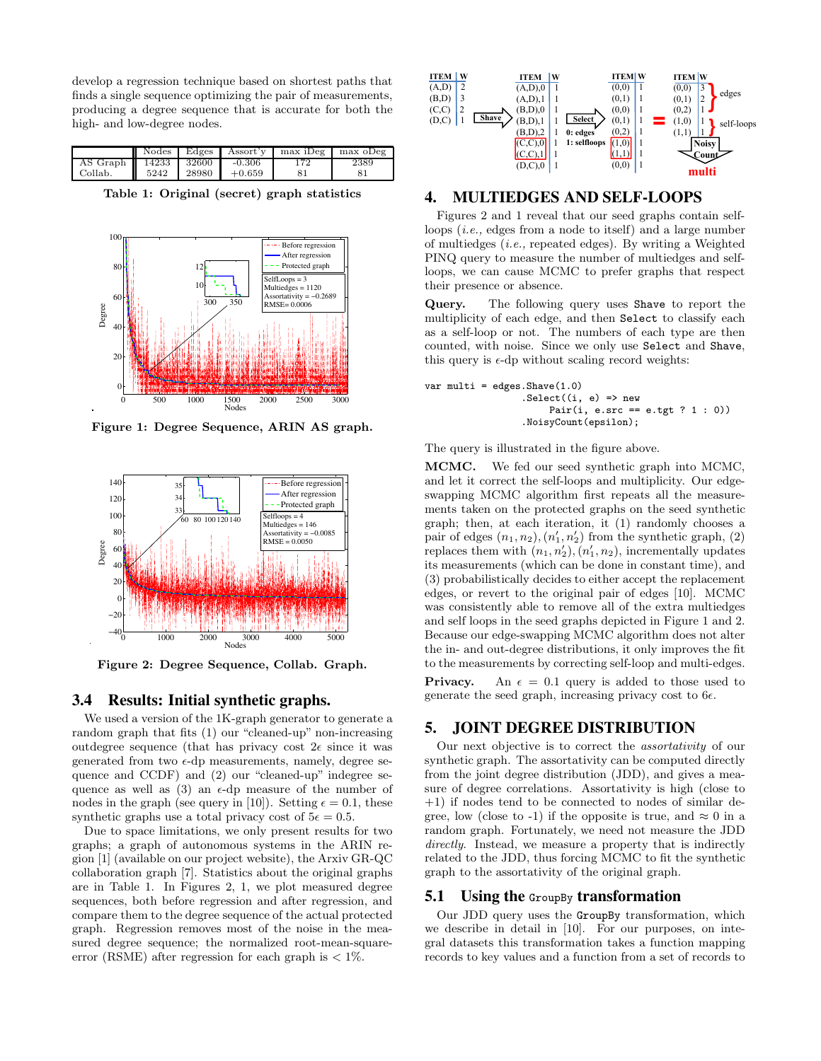develop a regression technique based on shortest paths that finds a single sequence optimizing the pair of measurements, producing a degree sequence that is accurate for both the high- and low-degree nodes.

| | Nodes | Edges | Assort'y | max iDeg | max oDeg |
|---|---|---|---|---|---|
| AS Graph | 14233 | 32600 | -0.306 | 172 | 2389 |
| Collab. | 5242 | 28980 | +0.659 | 81 | 81 |

**Table 1: Original (secret) graph statistics**

**Figure 1: Degree Sequence, ARIN AS graph.**

**Figure 2: Degree Sequence, Collab. Graph.**

### 3.4 Results: Initial synthetic graphs.

We used a version of the 1K-graph generator to generate a random graph that fits (1) our "cleaned-up" non-increasing outdegree sequence (that has privacy cost $2\epsilon$ since it was generated from two $\epsilon$-dp measurements, namely, degree sequence and CCDF) and (2) our "cleaned-up" indegree sequence as well as (3) an $\epsilon$-dp measure of the number of nodes in the graph (see query in [10]). Setting $\epsilon = 0.1$, these synthetic graphs use a total privacy cost of $5\epsilon = 0.5$.

Due to space limitations, we only present results for two graphs; a graph of autonomous systems in the ARIN region [1] (available on our project website), the Arxiv GR-QC collaboration graph [7]. Statistics about the original graphs are in Table 1. In Figures 2, 1, we plot measured degree sequences, both before regression and after regression, and compare them to the degree sequence of the actual protected graph. Regression removes most of the noise in the measured degree sequence; the normalized root-mean-square-error (RSME) after regression for each graph is < 1%.

## 4. MULTIEDGES AND SELF-LOOPS

Figures 2 and 1 reveal that our seed graphs contain self-loops (*i.e.,* edges from a node to itself) and a large number of multiedges (*i.e.,* repeated edges). By writing a Weighted PINQ query to measure the number of multiedges and self-loops, we can cause MCMC to prefer graphs that respect their presence or absence.

**Query.** The following query uses `Shave` to report the multiplicity of each edge, and then `Select` to classify each as a self-loop or not. The numbers of each type are then counted, with noise. Since we only use `Select` and `Shave`, this query is $\epsilon$-dp without scaling record weights:

```
var multi = edges.Shave(1.0)
                 .Select((i, e) => new
                       Pair(i, e.src == e.tgt ? 1 : 0))
                 .NoisyCount(epsilon);
```

The query is illustrated in the figure above.

**MCMC.** We fed our seed synthetic graph into MCMC, and let it correct the self-loops and multiplicity. Our edge-swapping MCMC algorithm first repeats all the measurements taken on the protected graphs on the seed synthetic graph; then, at each iteration, it (1) randomly chooses a pair of edges $(n_1, n_2), (n'_1, n'_2)$ from the synthetic graph, (2) replaces them with $(n_1, n'_2), (n'_1, n_2)$, incrementally updates its measurements (which can be done in constant time), and (3) probabilistically decides to either accept the replacement edges, or revert to the original pair of edges [10]. MCMC was consistently able to remove all of the extra multiedges and self loops in the seed graphs depicted in Figure 1 and 2. Because our edge-swapping MCMC algorithm does not alter the in- and out-degree distributions, it only improves the fit to the measurements by correcting self-loop and multi-edges.

**Privacy.** An $\epsilon = 0.1$ query is added to those used to generate the seed graph, increasing privacy cost to $6\epsilon$.

## 5. JOINT DEGREE DISTRIBUTION

Our next objective is to correct the *assortativity* of our synthetic graph. The assortativity can be computed directly from the joint degree distribution (JDD), and gives a measure of degree correlations. Assortativity is high (close to +1) if nodes tend to be connected to nodes of similar degree, low (close to -1) if the opposite is true, and $\approx 0$ in a random graph. Fortunately, we need not measure the JDD *directly*. Instead, we measure a property that is indirectly related to the JDD, thus forcing MCMC to fit the synthetic graph to the assortativity of the original graph.

### 5.1 Using the `GroupBy` transformation

Our JDD query uses the `GroupBy` transformation, which we describe in detail in [10]. For our purposes, on integral datasets this transformation takes a function mapping records to key values and a function from a set of records to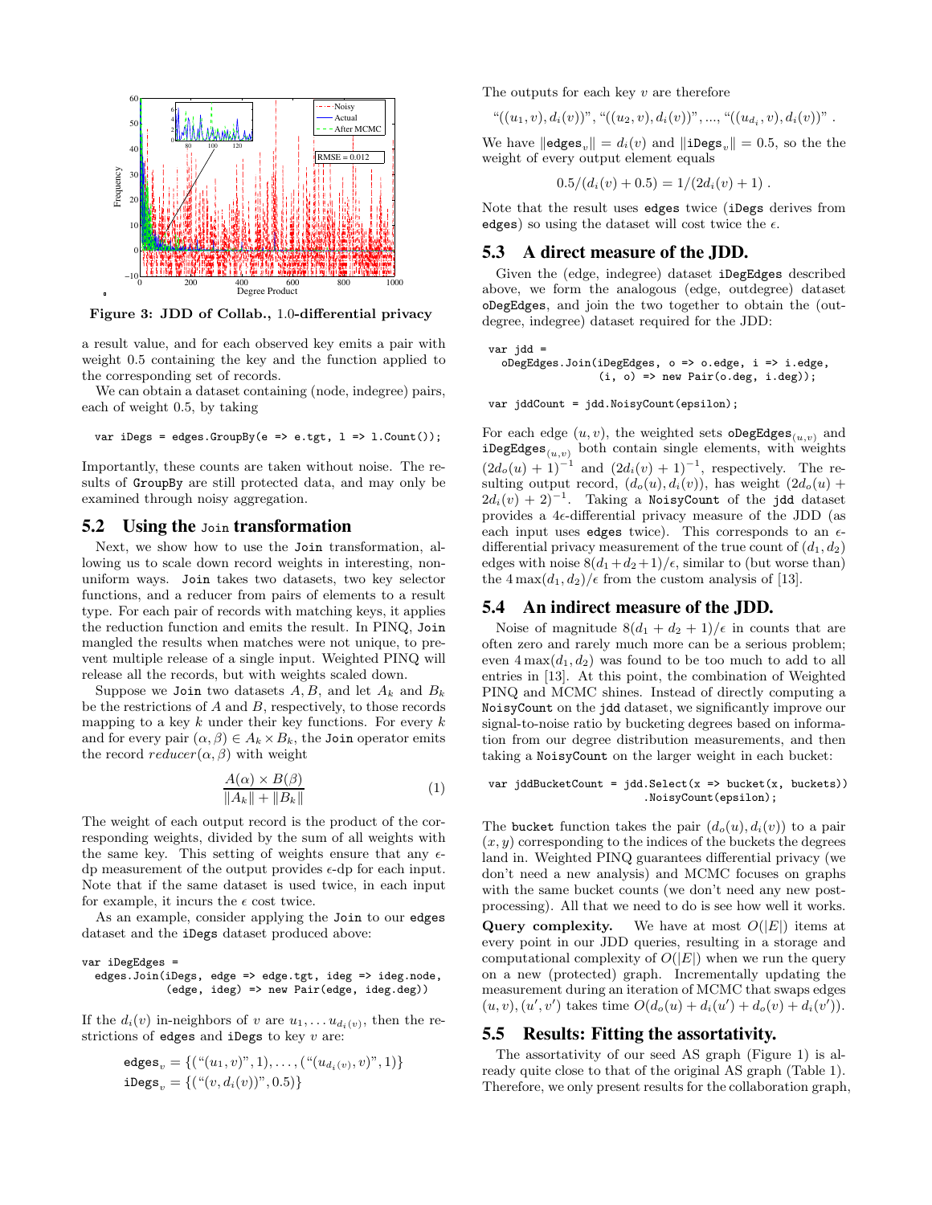**Figure 3: JDD of Collab., 1.0-differential privacy**

a result value, and for each observed key emits a pair with weight 0.5 containing the key and the function applied to the corresponding set of records.

We can obtain a dataset containing (node, indegree) pairs, each of weight 0.5, by taking

```
var iDegs = edges.GroupBy(e => e.tgt, l => l.Count());
```

Importantly, these counts are taken without noise. The results of GroupBy are still protected data, and may only be examined through noisy aggregation.

## 5.2 Using the Join transformation

Next, we show how to use the Join transformation, allowing us to scale down record weights in interesting, non-uniform ways. Join takes two datasets, two key selector functions, and a reducer from pairs of elements to a result type. For each pair of records with matching keys, it applies the reduction function and emits the result. In PINQ, Join mangled the results when matches were not unique, to prevent multiple release of a single input. Weighted PINQ will release all the records, but with weights scaled down.

Suppose we Join two datasets $A, B$, and let $A_k$ and $B_k$ be the restrictions of $A$ and $B$, respectively, to those records mapping to a key $k$ under their key functions. For every $k$ and for every pair $(\alpha, \beta) \in A_k \times B_k$, the Join operator emits the record $reducer(\alpha, \beta)$ with weight

$$\frac{A(\alpha) \times B(\beta)}{\|A_k\| + \|B_k\|} \tag{1}$$

The weight of each output record is the product of the corresponding weights, divided by the sum of all weights with the same key. This setting of weights ensure that any $\epsilon$-dp measurement of the output provides $\epsilon$-dp for each input. Note that if the same dataset is used twice, in each input for example, it incurs the $\epsilon$ cost twice.

As an example, consider applying the Join to our edges dataset and the iDegs dataset produced above:

```
var iDegEdges =
  edges.Join(iDegs, edge => edge.tgt, ideg => ideg.node,
             (edge, ideg) => new Pair(edge, ideg.deg))
```

If the $d_i(v)$ in-neighbors of $v$ are $u_1, \ldots u_{d_i(v)}$, then the restrictions of edges and iDegs to key $v$ are:

$$\texttt{edges}_v = \{(\text{``}(u_1, v)\text{''}, 1), \ldots, (\text{``}(u_{d_i(v)}, v)\text{''}, 1)\}$$

$$\texttt{iDegs}_v = \{(\text{``}(v, d_i(v))\text{''}, 0.5)\}$$

The outputs for each key $v$ are therefore

$$\text{``}((u_1, v), d_i(v))\text{''}, \text{``}((u_2, v), d_i(v))\text{''}, \ldots, \text{``}((u_{d_i}, v), d_i(v))\text{''} .$$

We have $\|\texttt{edges}_v\| = d_i(v)$ and $\|\texttt{iDegs}_v\| = 0.5$, so the the weight of every output element equals

$$0.5/(d_i(v) + 0.5) = 1/(2d_i(v) + 1) .$$

Note that the result uses edges twice (iDegs derives from edges) so using the dataset will cost twice the $\epsilon$.

## 5.3 A direct measure of the JDD.

Given the (edge, indegree) dataset iDegEdges described above, we form the analogous (edge, outdegree) dataset oDegEdges, and join the two together to obtain the (outdegree, indegree) dataset required for the JDD:

```
var jdd =
  oDegEdges.Join(iDegEdges, o => o.edge, i => i.edge,
                 (i, o) => new Pair(o.deg, i.deg));

var jddCount = jdd.NoisyCount(epsilon);
```

For each edge $(u, v)$, the weighted sets $\texttt{oDegEdges}_{(u,v)}$ and $\texttt{iDegEdges}_{(u,v)}$ both contain single elements, with weights $(2d_o(u) + 1)^{-1}$ and $(2d_i(v) + 1)^{-1}$, respectively. The resulting output record, $(d_o(u), d_i(v))$, has weight $(2d_o(u) + 2d_i(v) + 2)^{-1}$. Taking a NoisyCount of the jdd dataset provides a $4\epsilon$-differential privacy measure of the JDD (as each input uses edges twice). This corresponds to an $\epsilon$-differential privacy measurement of the true count of $(d_1, d_2)$ edges with noise $8(d_1 + d_2 + 1)/\epsilon$, similar to (but worse than) the $4 \max(d_1, d_2)/\epsilon$ from the custom analysis of [13].

## 5.4 An indirect measure of the JDD.

Noise of magnitude $8(d_1 + d_2 + 1)/\epsilon$ in counts that are often zero and rarely much more can be a serious problem; even $4 \max(d_1, d_2)$ was found to be too much to add to all entries in [13]. At this point, the combination of Weighted PINQ and MCMC shines. Instead of directly computing a NoisyCount on the jdd dataset, we significantly improve our signal-to-noise ratio by bucketing degrees based on information from our degree distribution measurements, and then taking a NoisyCount on the larger weight in each bucket:

```
var jddBucketCount = jdd.Select(x => bucket(x, buckets))
                        .NoisyCount(epsilon);
```

The bucket function takes the pair $(d_o(u), d_i(v))$ to a pair $(x, y)$ corresponding to the indices of the buckets the degrees land in. Weighted PINQ guarantees differential privacy (we don't need a new analysis) and MCMC focuses on graphs with the same bucket counts (we don't need any new post-processing). All that we need to do is see how well it works.

**Query complexity.** We have at most $O(|E|)$ items at every point in our JDD queries, resulting in a storage and computational complexity of $O(|E|)$ when we run the query on a new (protected) graph. Incrementally updating the measurement during an iteration of MCMC that swaps edges $(u, v), (u', v')$ takes time $O(d_o(u) + d_i(u') + d_o(v) + d_i(v'))$.

## 5.5 Results: Fitting the assortativity.

The assortativity of our seed AS graph (Figure 1) is already quite close to that of the original AS graph (Table 1). Therefore, we only present results for the collaboration graph,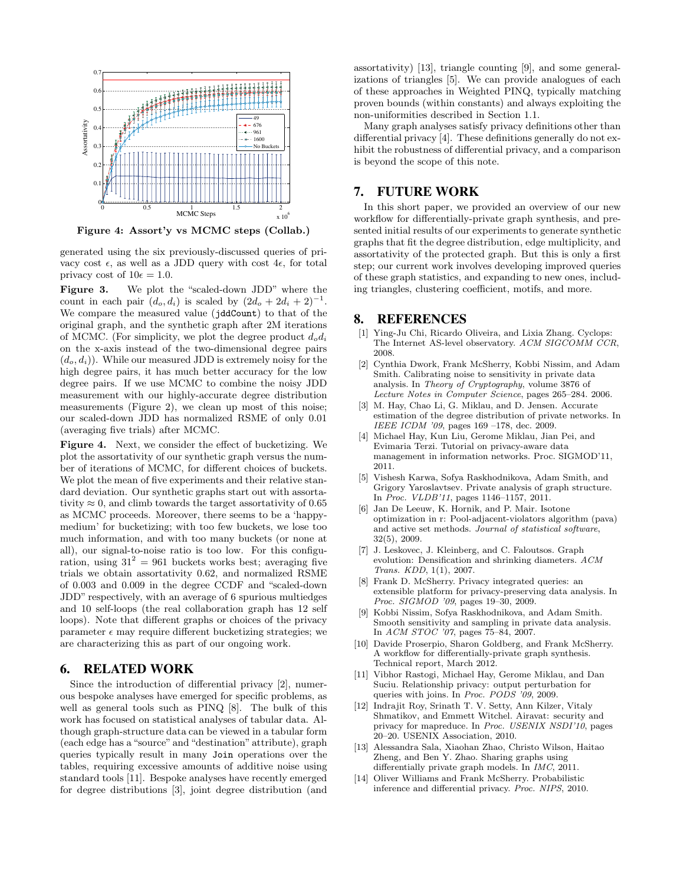0.7
0.6
0.5
0.4
0.3
0.2
0.1
0
Assortativity
0
0.5
1
1.5
2
x 10^6
MCMC Steps
49
676
961
1600
No Buckets

**Figure 4: Assort'y vs MCMC steps (Collab.)**

generated using the six previously-discussed queries of privacy cost $\epsilon$, as well as a JDD query with cost $4\epsilon$, for total privacy cost of $10\epsilon = 1.0$.

**Figure 3.** We plot the "scaled-down JDD" where the count in each pair $(d_o, d_i)$ is scaled by $(2d_o + 2d_i + 2)^{-1}$. We compare the measured value (`jddCount`) to that of the original graph, and the synthetic graph after 2M iterations of MCMC. (For simplicity, we plot the degree product $d_o d_i$ on the x-axis instead of the two-dimensional degree pairs $(d_o, d_i)$). While our measured JDD is extremely noisy for the high degree pairs, it has much better accuracy for the low degree pairs. If we use MCMC to combine the noisy JDD measurement with our highly-accurate degree distribution measurements (Figure 2), we clean up most of this noise; our scaled-down JDD has normalized RSME of only 0.01 (averaging five trials) after MCMC.

**Figure 4.** Next, we consider the effect of bucketizing. We plot the assortativity of our synthetic graph versus the number of iterations of MCMC, for different choices of buckets. We plot the mean of five experiments and their relative standard deviation. Our synthetic graphs start out with assortativity $\approx 0$, and climb towards the target assortativity of 0.65 as MCMC proceeds. Moreover, there seems to be a 'happy-medium' for bucketizing; with too few buckets, we lose too much information, and with too many buckets (or none at all), our signal-to-noise ratio is too low. For this configuration, using $31^2 = 961$ buckets works best; averaging five trials we obtain assortativity 0.62, and normalized RSME of 0.003 and 0.009 in the degree CCDF and "scaled-down JDD" respectively, with an average of 6 spurious multiedges and 10 self-loops (the real collaboration graph has 12 self loops). Note that different graphs or choices of the privacy parameter $\epsilon$ may require different bucketizing strategies; we are characterizing this as part of our ongoing work.

## 6. RELATED WORK

Since the introduction of differential privacy [2], numerous bespoke analyses have emerged for specific problems, as well as general tools such as PINQ [8]. The bulk of this work has focused on statistical analyses of tabular data. Although graph-structure data can be viewed in a tabular form (each edge has a "source" and "destination" attribute), graph queries typically result in many `Join` operations over the tables, requiring excessive amounts of additive noise using standard tools [11]. Bespoke analyses have recently emerged for degree distributions [3], joint degree distribution (and assortativity) [13], triangle counting [9], and some generalizations of triangles [5]. We can provide analogues of each of these approaches in Weighted PINQ, typically matching proven bounds (within constants) and always exploiting the non-uniformities described in Section 1.1.

Many graph analyses satisfy privacy definitions other than differential privacy [4]. These definitions generally do not exhibit the robustness of differential privacy, and a comparison is beyond the scope of this note.

## 7. FUTURE WORK

In this short paper, we provided an overview of our new workflow for differentially-private graph synthesis, and presented initial results of our experiments to generate synthetic graphs that fit the degree distribution, edge multiplicity, and assortativity of the protected graph. But this is only a first step; our current work involves developing improved queries of these graph statistics, and expanding to new ones, including triangles, clustering coefficient, motifs, and more.

## 8. REFERENCES

[1] Ying-Ju Chi, Ricardo Oliveira, and Lixia Zhang. Cyclops: The Internet AS-level observatory. *ACM SIGCOMM CCR*, 2008.

[2] Cynthia Dwork, Frank McSherry, Kobbi Nissim, and Adam Smith. Calibrating noise to sensitivity in private data analysis. In *Theory of Cryptography*, volume 3876 of *Lecture Notes in Computer Science*, pages 265–284. 2006.

[3] M. Hay, Chao Li, G. Miklau, and D. Jensen. Accurate estimation of the degree distribution of private networks. In *IEEE ICDM '09*, pages 169 –178, dec. 2009.

[4] Michael Hay, Kun Liu, Gerome Miklau, Jian Pei, and Evimaria Terzi. Tutorial on privacy-aware data management in information networks. Proc. SIGMOD'11, 2011.

[5] Vishesh Karwa, Sofya Raskhodnikova, Adam Smith, and Grigory Yaroslavtsev. Private analysis of graph structure. In *Proc. VLDB'11*, pages 1146–1157, 2011.

[6] Jan De Leeuw, K. Hornik, and P. Mair. Isotone optimization in r: Pool-adjacent-violators algorithm (pava) and active set methods. *Journal of statistical software*, 32(5), 2009.

[7] J. Leskovec, J. Kleinberg, and C. Faloutsos. Graph evolution: Densification and shrinking diameters. *ACM Trans. KDD*, 1(1), 2007.

[8] Frank D. McSherry. Privacy integrated queries: an extensible platform for privacy-preserving data analysis. In *Proc. SIGMOD '09*, pages 19–30, 2009.

[9] Kobbi Nissim, Sofya Raskhodnikova, and Adam Smith. Smooth sensitivity and sampling in private data analysis. In *ACM STOC '07*, pages 75–84, 2007.

[10] Davide Proserpio, Sharon Goldberg, and Frank McSherry. A workflow for differentially-private graph synthesis. Technical report, March 2012.

[11] Vibhor Rastogi, Michael Hay, Gerome Miklau, and Dan Suciu. Relationship privacy: output perturbation for queries with joins. In *Proc. PODS '09*, 2009.

[12] Indrajit Roy, Srinath T. V. Setty, Ann Kilzer, Vitaly Shmatikov, and Emmett Witchel. Airavat: security and privacy for mapreduce. In *Proc. USENIX NSDI'10*, pages 20–20. USENIX Association, 2010.

[13] Alessandra Sala, Xiaohan Zhao, Christo Wilson, Haitao Zheng, and Ben Y. Zhao. Sharing graphs using differentially private graph models. In *IMC*, 2011.

[14] Oliver Williams and Frank McSherry. Probabilistic inference and differential privacy. *Proc. NIPS*, 2010.